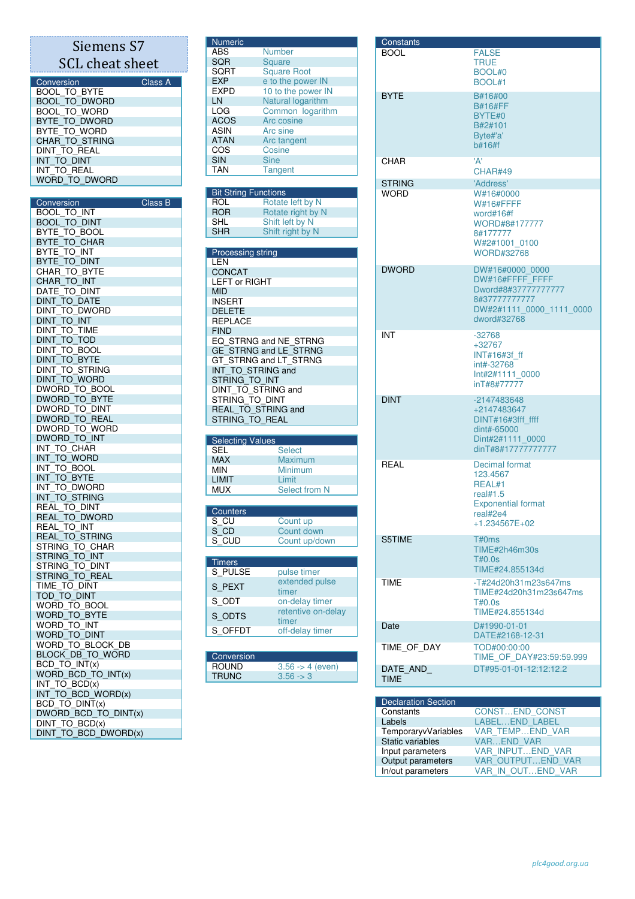# Siemens S7 SCL cheat sheet

| Conversion | Class A |
|---|---|
| BOOL_TO_BYTE | |
| BOOL_TO_DWORD | |
| BOOL_TO_WORD | |
| BYTE_TO_DWORD | |
| BYTE_TO_WORD | |
| CHAR_TO_STRING | |
| DINT_TO_REAL | |
| INT_TO_DINT | |
| INT_TO_REAL | |
| WORD_TO_DWORD | |

| Conversion | Class B |
|---|---|
| BOOL_TO_INT | |
| BOOL_TO_DINT | |
| BYTE_TO_BOOL | |
| BYTE_TO_CHAR | |
| BYTE_TO_INT | |
| BYTE_TO_DINT | |
| CHAR_TO_BYTE | |
| CHAR_TO_INT | |
| DATE_TO_DINT | |
| DINT_TO_DATE | |
| DINT_TO_DWORD | |
| DINT_TO_INT | |
| DINT_TO_TIME | |
| DINT_TO_TOD | |
| DINT_TO_BOOL | |
| DINT_TO_BYTE | |
| DINT_TO_STRING | |
| DINT_TO_WORD | |
| DWORD_TO_BOOL | |
| DWORD_TO_BYTE | |
| DWORD_TO_DINT | |
| DWORD_TO_REAL | |
| DWORD_TO_WORD | |
| DWORD_TO_INT | |
| INT_TO_CHAR | |
| INT_TO_WORD | |
| INT_TO_BOOL | |
| INT_TO_BYTE | |
| INT_TO_DWORD | |
| INT_TO_STRING | |
| REAL_TO_DINT | |
| REAL_TO_DWORD | |
| REAL_TO_INT | |
| REAL_TO_STRING | |
| STRING_TO_CHAR | |
| STRING_TO_INT | |
| STRING_TO_DINT | |
| STRING_TO_REAL | |
| TIME_TO_DINT | |
| TOD_TO_DINT | |
| WORD_TO_BOOL | |
| WORD_TO_BYTE | |
| WORD_TO_INT | |
| WORD_TO_DINT | |
| WORD_TO_BLOCK_DB | |
| BLOCK_DB_TO_WORD | |
| BCD_TO_INT(x) | |
| WORD_BCD_TO_INT(x) | |
| INT_TO_BCD(x) | |
| INT_TO_BCD_WORD(x) | |
| BCD_TO_DINT(x) | |
| DWORD_BCD_TO_DINT(x) | |
| DINT_TO_BCD(x) | |
| DINT_TO_BCD_DWORD(x) | |

| Numeric | |
|---|---|
| ABS | Number |
| SQR | Square |
| SQRT | Square Root |
| EXP | e to the power IN |
| EXPD | 10 to the power IN |
| LN | Natural logarithm |
| LOG | Common logarithm |
| ACOS | Arc cosine |
| ASIN | Arc sine |
| ATAN | Arc tangent |
| COS | Cosine |
| SIN | Sine |
| TAN | Tangent |

| Bit String Functions | |
|---|---|
| ROL | Rotate left by N |
| ROR | Rotate right by N |
| SHL | Shift left by N |
| SHR | Shift right by N |

| Processing string |
|---|
| LEN |
| CONCAT |
| LEFT or RIGHT |
| MID |
| INSERT |
| DELETE |
| REPLACE |
| FIND |
| EQ_STRNG and NE_STRNG |
| GE_STRNG and LE_STRNG |
| GT_STRNG and LT_STRNG |
| INT_TO_STRING and STRING_TO_INT |
| DINT_TO_STRING and STRING_TO_DINT |
| REAL_TO_STRING and STRING_TO_REAL |

| Selecting Values | |
|---|---|
| SEL | Select |
| MAX | Maximum |
| MIN | Minimum |
| LIMIT | Limit |
| MUX | Select from N |

| Counters | |
|---|---|
| S_CU | Count up |
| S_CD | Count down |
| S_CUD | Count up/down |

| Timers | |
|---|---|
| S_PULSE | pulse timer |
| S_PEXT | extended pulse timer |
| S_ODT | on-delay timer |
| S_ODTS | retentive on-delay timer |
| S_OFFDT | off-delay timer |

| Conversion | |
|---|---|
| ROUND | 3.56 -> 4 (even) |
| TRUNC | 3.56 -> 3 |

| Constants | |
|---|---|
| BOOL | FALSE<br>TRUE<br>BOOL#0<br>BOOL#1 |
| BYTE | B#16#00<br>B#16#FF<br>BYTE#0<br>B#2#101<br>Byte#'a'<br>b#16#f |
| CHAR | 'A'<br>CHAR#49 |
| STRING | 'Address' |
| WORD | W#16#0000<br>W#16#FFFF<br>word#16#f<br>WORD#8#177777<br>8#177777<br>W#2#1001_0100<br>WORD#32768 |
| DWORD | DW#16#0000_0000<br>DW#16#FFFF_FFFF<br>Dword#8#37777777777<br>8#37777777777<br>DW#2#1111_0000_1111_0000<br>dword#32768 |
| INT | -32768<br>+32767<br>INT#16#3f_ff<br>int#-32768<br>Int#2#1111_0000<br>inT#8#77777 |
| DINT | -2147483648<br>+2147483647<br>DINT#16#3fff_ffff<br>dint#-65000<br>Dint#2#1111_0000<br>dinT#8#17777777777 |
| REAL | Decimal format<br>123.4567<br>REAL#1<br>real#1.5<br>Exponential format<br>real#2e4<br>+1.234567E+02 |
| S5TIME | T#0ms<br>TIME#2h46m30s<br>T#0.0s<br>TIME#24.855134d |
| TIME | -T#24d20h31m23s647ms<br>TIME#24d20h31m23s647ms<br>T#0.0s<br>TIME#24.855134d |
| Date | D#1990-01-01<br>DATE#2168-12-31 |
| TIME_OF_DAY | TOD#00:00:00<br>TIME_OF_DAY#23:59:59.999 |
| DATE_AND_TIME | DT#95-01-01-12:12:12.2 |

| Declaration Section | |
|---|---|
| Constants | CONST…END_CONST |
| Labels | LABEL…END_LABEL |
| TemporaryVariables | VAR_TEMP…END_VAR |
| Static variables | VAR…END_VAR |
| Input parameters | VAR_INPUT…END_VAR |
| Output parameters | VAR_OUTPUT…END_VAR |
| In/out parameters | VAR_IN_OUT…END_VAR |

plc4good.org.ua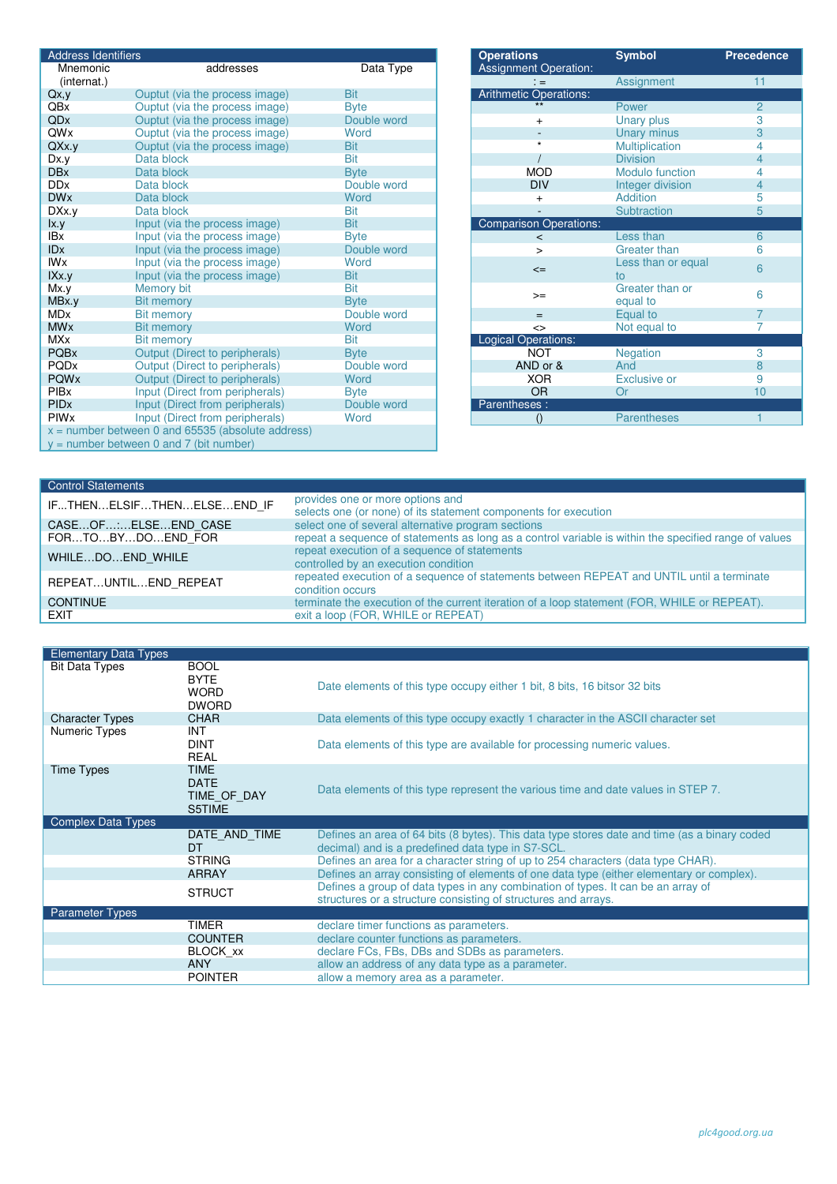| Address Identifiers | | |
|---|---|---|
| Mnemonic (internat.) | addresses | Data Type |
| Qx,y | Ouptut (via the process image) | Bit |
| QBx | Ouptut (via the process image) | Byte |
| QDx | Ouptut (via the process image) | Double word |
| QWx | Ouptut (via the process image) | Word |
| QXx.y | Ouptut (via the process image) | Bit |
| Dx.y | Data block | Bit |
| DBx | Data block | Byte |
| DDx | Data block | Double word |
| DWx | Data block | Word |
| DXx.y | Data block | Bit |
| Ix.y | Input (via the process image) | Bit |
| IBx | Input (via the process image) | Byte |
| IDx | Input (via the process image) | Double word |
| IWx | Input (via the process image) | Word |
| IXx.y | Input (via the process image) | Bit |
| Mx.y | Memory bit | Bit |
| MBx.y | Bit memory | Byte |
| MDx | Bit memory | Double word |
| MWx | Bit memory | Word |
| MXx | Bit memory | Bit |
| PQBx | Output (Direct to peripherals) | Byte |
| PQDx | Output (Direct to peripherals) | Double word |
| PQWx | Output (Direct to peripherals) | Word |
| PIBx | Input (Direct from peripherals) | Byte |
| PIDx | Input (Direct from peripherals) | Double word |
| PIWx | Input (Direct from peripherals) | Word |
| x = number between 0 and 65535 (absolute address) | | |
| y = number between 0 and 7 (bit number) | | |

| Operations | Symbol | Precedence |
|---|---|---|
| **Assignment Operation:** | | |
| := | Assignment | 11 |
| **Arithmetic Operations:** | | |
| ** | Power | 2 |
| + | Unary plus | 3 |
| - | Unary minus | 3 |
| * | Multiplication | 4 |
| / | Division | 4 |
| MOD | Modulo function | 4 |
| DIV | Integer division | 4 |
| + | Addition | 5 |
| - | Subtraction | 5 |
| **Comparison Operations:** | | |
| < | Less than | 6 |
| > | Greater than | 6 |
| <= | Less than or equal to | 6 |
| >= | Greater than or equal to | 6 |
| = | Equal to | 7 |
| <> | Not equal to | 7 |
| **Logical Operations:** | | |
| NOT | Negation | 3 |
| AND or & | And | 8 |
| XOR | Exclusive or | 9 |
| OR | Or | 10 |
| **Parentheses :** | | |
| () | Parentheses | 1 |

| Control Statements | |
|---|---|
| IF…THEN…ELSIF…THEN…ELSE…END_IF | provides one or more options and selects one (or none) of its statement components for execution |
| CASE…OF…:…ELSE…END_CASE | select one of several alternative program sections |
| FOR…TO…BY…DO…END_FOR | repeat a sequence of statements as long as a control variable is within the specified range of values |
| WHILE…DO…END_WHILE | repeat execution of a sequence of statements controlled by an execution condition |
| REPEAT…UNTIL…END_REPEAT | repeated execution of a sequence of statements between REPEAT and UNTIL until a terminate condition occurs |
| CONTINUE | terminate the execution of the current iteration of a loop statement (FOR, WHILE or REPEAT). |
| EXIT | exit a loop (FOR, WHILE or REPEAT) |

| Elementary Data Types | | |
|---|---|---|
| Bit Data Types | BOOL<br>BYTE<br>WORD<br>DWORD | Date elements of this type occupy either 1 bit, 8 bits, 16 bitsor 32 bits |
| Character Types | CHAR | Data elements of this type occupy exactly 1 character in the ASCII character set |
| Numeric Types | INT<br>DINT<br>REAL | Data elements of this type are available for processing numeric values. |
| Time Types | TIME<br>DATE<br>TIME_OF_DAY<br>S5TIME | Data elements of this type represent the various time and date values in STEP 7. |
| **Complex Data Types** | | |
| | DATE_AND_TIME<br>DT | Defines an area of 64 bits (8 bytes). This data type stores date and time (as a binary coded decimal) and is a predefined data type in S7-SCL. |
| | STRING | Defines an area for a character string of up to 254 characters (data type CHAR). |
| | ARRAY | Defines an array consisting of elements of one data type (either elementary or complex). |
| | STRUCT | Defines a group of data types in any combination of types. It can be an array of structures or a structure consisting of structures and arrays. |
| **Parameter Types** | | |
| | TIMER | declare timer functions as parameters. |
| | COUNTER | declare counter functions as parameters. |
| | BLOCK_xx | declare FCs, FBs, DBs and SDBs as parameters. |
| | ANY | allow an address of any data type as a parameter. |
| | POINTER | allow a memory area as a parameter. |

plc4good.org.ua